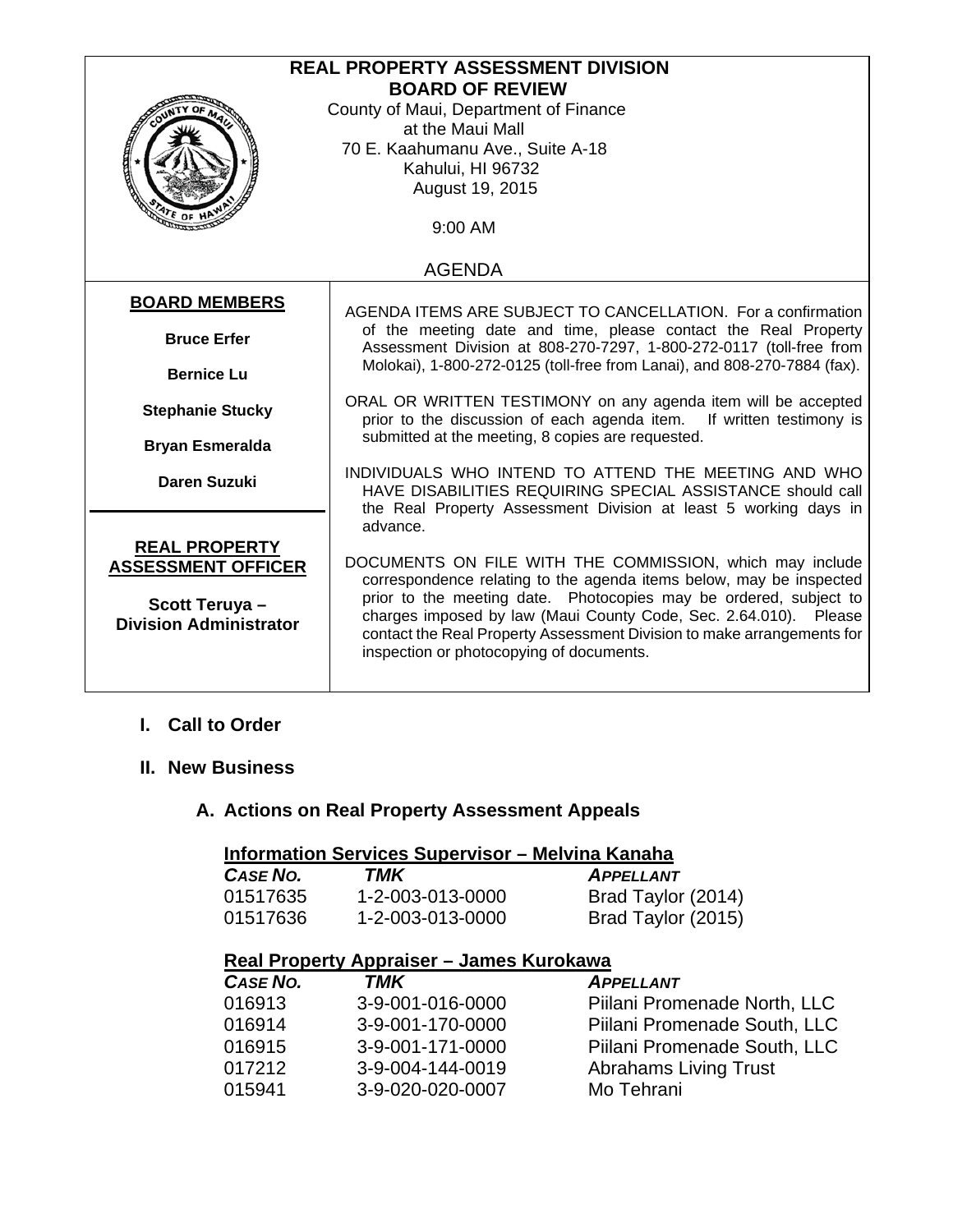# REAL PROPERTY ASSESSMENT DIVISION
## BOARD OF REVIEW

County of Maui, Department of Finance
at the Maui Mall
70 E. Kaahumanu Ave., Suite A-18
Kahului, HI 96732
August 19, 2015

9:00 AM

AGENDA

**BOARD MEMBERS**

**Bruce Erfer**

**Bernice Lu**

**Stephanie Stucky**

**Bryan Esmeralda**

**Daren Suzuki**

**REAL PROPERTY ASSESSMENT OFFICER**

**Scott Teruya – Division Administrator**

AGENDA ITEMS ARE SUBJECT TO CANCELLATION. For a confirmation of the meeting date and time, please contact the Real Property Assessment Division at 808-270-7297, 1-800-272-0117 (toll-free from Molokai), 1-800-272-0125 (toll-free from Lanai), and 808-270-7884 (fax).

ORAL OR WRITTEN TESTIMONY on any agenda item will be accepted prior to the discussion of each agenda item. If written testimony is submitted at the meeting, 8 copies are requested.

INDIVIDUALS WHO INTEND TO ATTEND THE MEETING AND WHO HAVE DISABILITIES REQUIRING SPECIAL ASSISTANCE should call the Real Property Assessment Division at least 5 working days in advance.

DOCUMENTS ON FILE WITH THE COMMISSION, which may include correspondence relating to the agenda items below, may be inspected prior to the meeting date. Photocopies may be ordered, subject to charges imposed by law (Maui County Code, Sec. 2.64.010). Please contact the Real Property Assessment Division to make arrangements for inspection or photocopying of documents.

## I. Call to Order

## II. New Business

### A. Actions on Real Property Assessment Appeals

**Information Services Supervisor – Melvina Kanaha**

| *CASE NO.* | *TMK* | *APPELLANT* |
|---|---|---|
| 01517635 | 1-2-003-013-0000 | Brad Taylor (2014) |
| 01517636 | 1-2-003-013-0000 | Brad Taylor (2015) |

**Real Property Appraiser – James Kurokawa**

| *CASE NO.* | *TMK* | *APPELLANT* |
|---|---|---|
| 016913 | 3-9-001-016-0000 | Piilani Promenade North, LLC |
| 016914 | 3-9-001-170-0000 | Piilani Promenade South, LLC |
| 016915 | 3-9-001-171-0000 | Piilani Promenade South, LLC |
| 017212 | 3-9-004-144-0019 | Abrahams Living Trust |
| 015941 | 3-9-020-020-0007 | Mo Tehrani |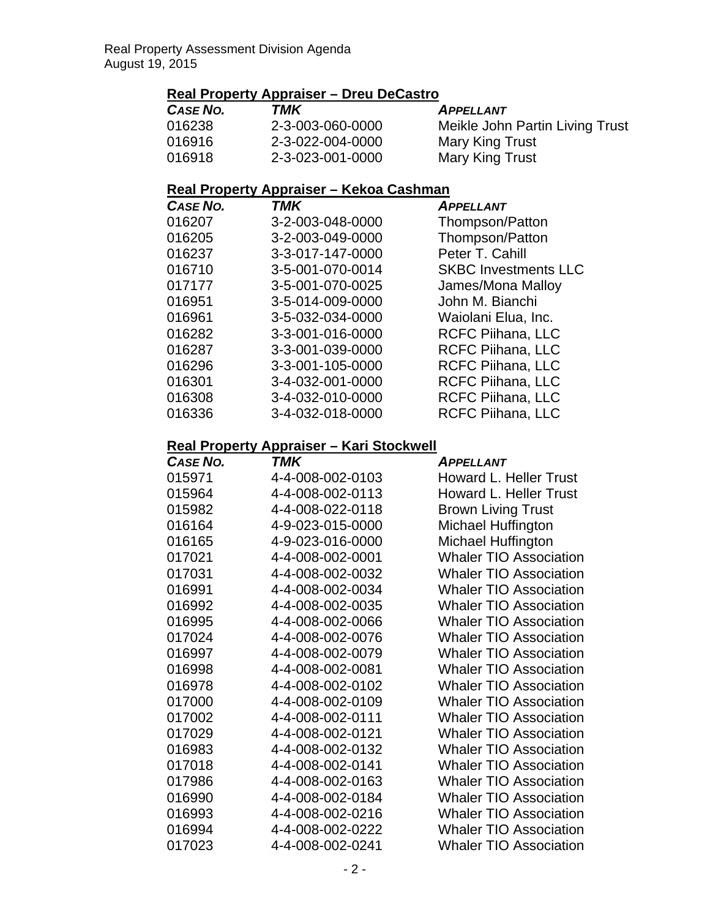## Real Property Appraiser – Dreu DeCastro

| CASE NO. | TMK | APPELLANT |
|---|---|---|
| 016238 | 2-3-003-060-0000 | Meikle John Partin Living Trust |
| 016916 | 2-3-022-004-0000 | Mary King Trust |
| 016918 | 2-3-023-001-0000 | Mary King Trust |

## Real Property Appraiser – Kekoa Cashman

| CASE NO. | TMK | APPELLANT |
|---|---|---|
| 016207 | 3-2-003-048-0000 | Thompson/Patton |
| 016205 | 3-2-003-049-0000 | Thompson/Patton |
| 016237 | 3-3-017-147-0000 | Peter T. Cahill |
| 016710 | 3-5-001-070-0014 | SKBC Investments LLC |
| 017177 | 3-5-001-070-0025 | James/Mona Malloy |
| 016951 | 3-5-014-009-0000 | John M. Bianchi |
| 016961 | 3-5-032-034-0000 | Waiolani Elua, Inc. |
| 016282 | 3-3-001-016-0000 | RCFC Piihana, LLC |
| 016287 | 3-3-001-039-0000 | RCFC Piihana, LLC |
| 016296 | 3-3-001-105-0000 | RCFC Piihana, LLC |
| 016301 | 3-4-032-001-0000 | RCFC Piihana, LLC |
| 016308 | 3-4-032-010-0000 | RCFC Piihana, LLC |
| 016336 | 3-4-032-018-0000 | RCFC Piihana, LLC |

## Real Property Appraiser – Kari Stockwell

| CASE NO. | TMK | APPELLANT |
|---|---|---|
| 015971 | 4-4-008-002-0103 | Howard L. Heller Trust |
| 015964 | 4-4-008-002-0113 | Howard L. Heller Trust |
| 015982 | 4-4-008-022-0118 | Brown Living Trust |
| 016164 | 4-9-023-015-0000 | Michael Huffington |
| 016165 | 4-9-023-016-0000 | Michael Huffington |
| 017021 | 4-4-008-002-0001 | Whaler TIO Association |
| 017031 | 4-4-008-002-0032 | Whaler TIO Association |
| 016991 | 4-4-008-002-0034 | Whaler TIO Association |
| 016992 | 4-4-008-002-0035 | Whaler TIO Association |
| 016995 | 4-4-008-002-0066 | Whaler TIO Association |
| 017024 | 4-4-008-002-0076 | Whaler TIO Association |
| 016997 | 4-4-008-002-0079 | Whaler TIO Association |
| 016998 | 4-4-008-002-0081 | Whaler TIO Association |
| 016978 | 4-4-008-002-0102 | Whaler TIO Association |
| 017000 | 4-4-008-002-0109 | Whaler TIO Association |
| 017002 | 4-4-008-002-0111 | Whaler TIO Association |
| 017029 | 4-4-008-002-0121 | Whaler TIO Association |
| 016983 | 4-4-008-002-0132 | Whaler TIO Association |
| 017018 | 4-4-008-002-0141 | Whaler TIO Association |
| 017986 | 4-4-008-002-0163 | Whaler TIO Association |
| 016990 | 4-4-008-002-0184 | Whaler TIO Association |
| 016993 | 4-4-008-002-0216 | Whaler TIO Association |
| 016994 | 4-4-008-002-0222 | Whaler TIO Association |
| 017023 | 4-4-008-002-0241 | Whaler TIO Association |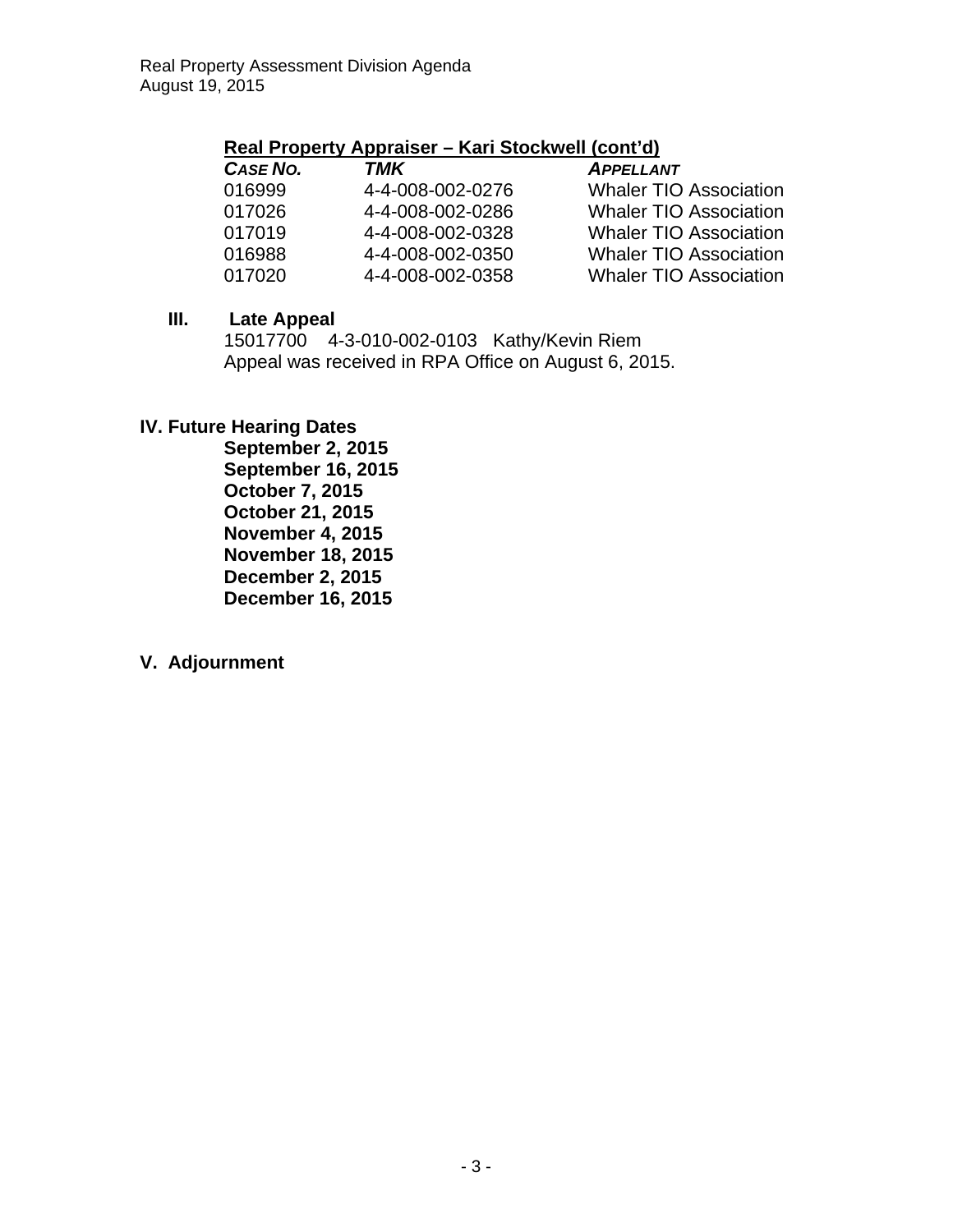**Real Property Appraiser – Kari Stockwell (cont'd)**

| *CASE NO.* | *TMK* | *APPELLANT* |
|---|---|---|
| 016999 | 4-4-008-002-0276 | Whaler TIO Association |
| 017026 | 4-4-008-002-0286 | Whaler TIO Association |
| 017019 | 4-4-008-002-0328 | Whaler TIO Association |
| 016988 | 4-4-008-002-0350 | Whaler TIO Association |
| 017020 | 4-4-008-002-0358 | Whaler TIO Association |

**III. Late Appeal**

15017700 4-3-010-002-0103 Kathy/Kevin Riem
Appeal was received in RPA Office on August 6, 2015.

**IV. Future Hearing Dates**

**September 2, 2015**
**September 16, 2015**
**October 7, 2015**
**October 21, 2015**
**November 4, 2015**
**November 18, 2015**
**December 2, 2015**
**December 16, 2015**

**V. Adjournment**